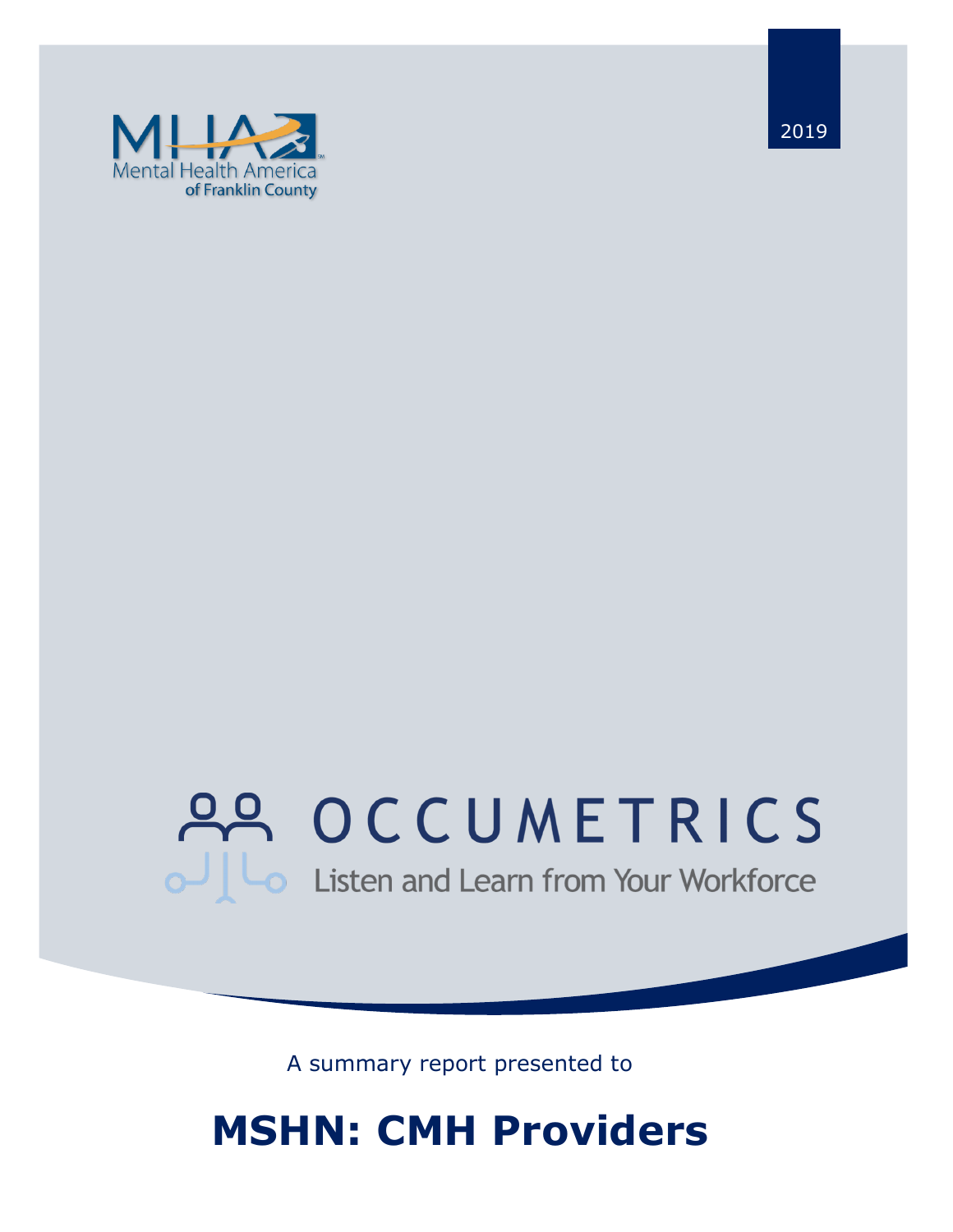2019

Mental Health America of Franklin County

OCCUMETRICS

Listen and Learn from Your Workforce

A summary report presented to

# MSHN: CMH Providers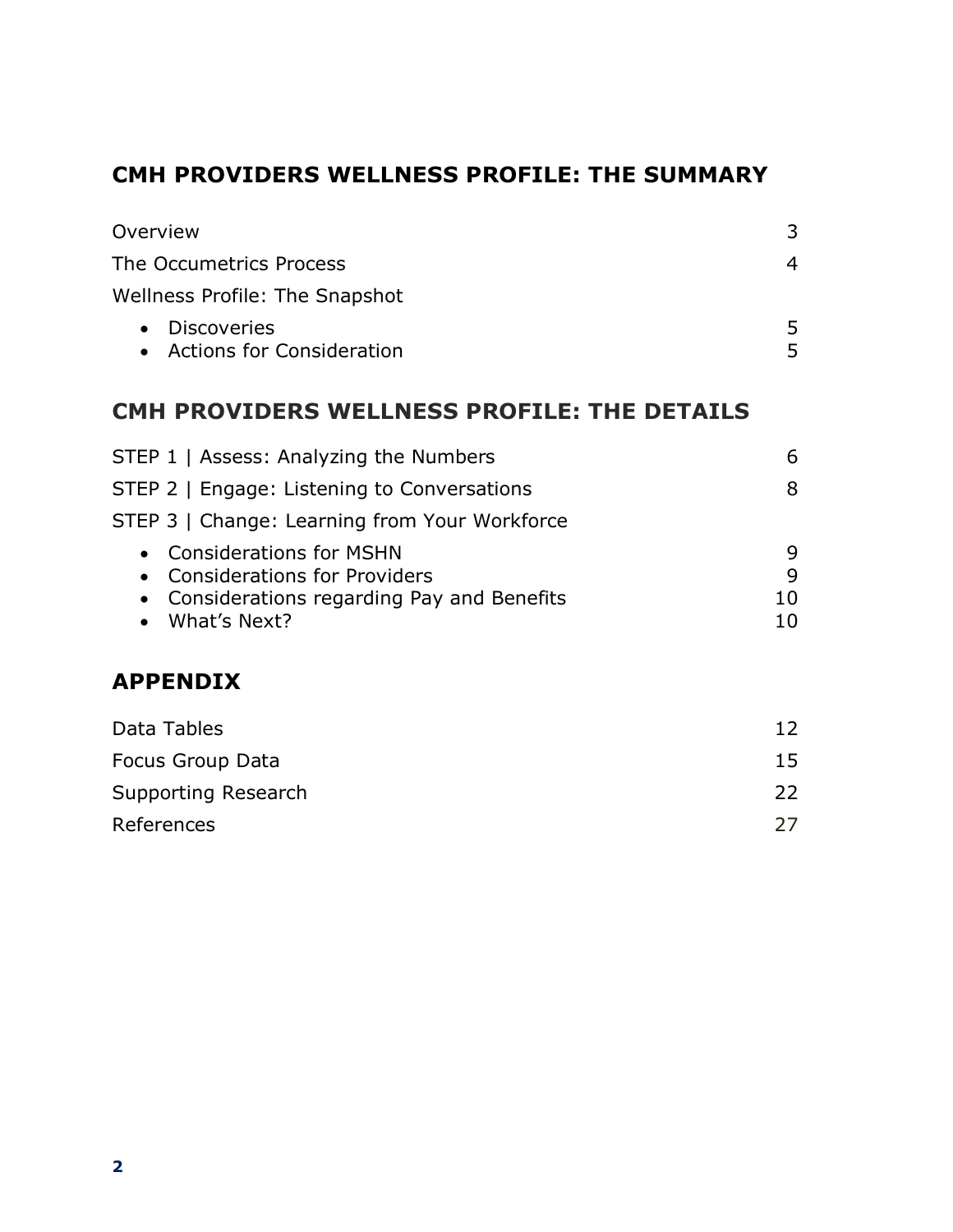## CMH PROVIDERS WELLNESS PROFILE: THE SUMMARY

| | |
|---|---|
| Overview | 3 |
| The Occumetrics Process | 4 |
| Wellness Profile: The Snapshot | |
| • Discoveries | 5 |
| • Actions for Consideration | 5 |

## CMH PROVIDERS WELLNESS PROFILE: THE DETAILS

| | |
|---|---|
| STEP 1 \| Assess: Analyzing the Numbers | 6 |
| STEP 2 \| Engage: Listening to Conversations | 8 |
| STEP 3 \| Change: Learning from Your Workforce | |
| • Considerations for MSHN | 9 |
| • Considerations for Providers | 9 |
| • Considerations regarding Pay and Benefits | 10 |
| • What's Next? | 10 |

## APPENDIX

| | |
|---|---|
| Data Tables | 12 |
| Focus Group Data | 15 |
| Supporting Research | 22 |
| References | 27 |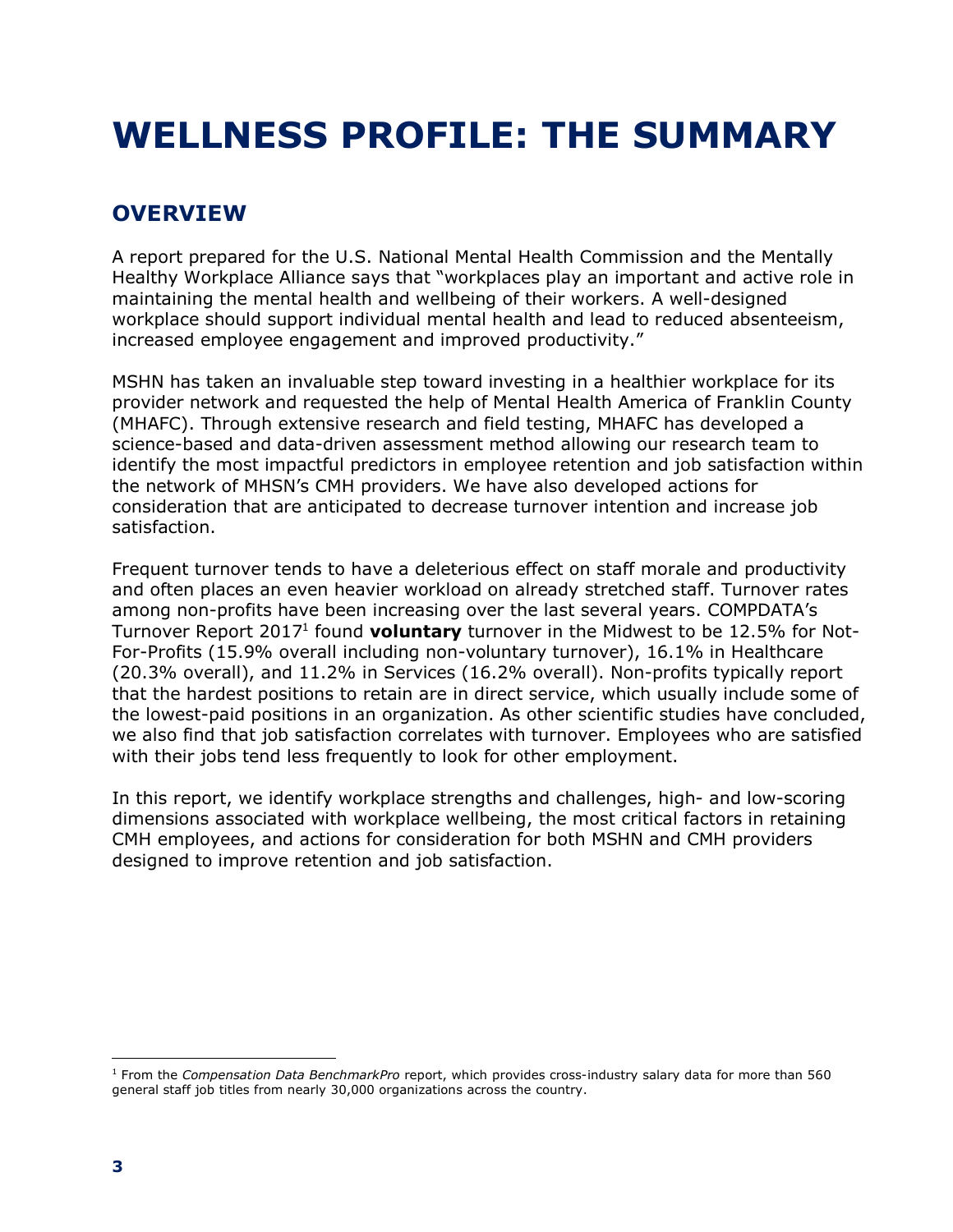# WELLNESS PROFILE: THE SUMMARY

## OVERVIEW

A report prepared for the U.S. National Mental Health Commission and the Mentally Healthy Workplace Alliance says that "workplaces play an important and active role in maintaining the mental health and wellbeing of their workers. A well-designed workplace should support individual mental health and lead to reduced absenteeism, increased employee engagement and improved productivity."

MSHN has taken an invaluable step toward investing in a healthier workplace for its provider network and requested the help of Mental Health America of Franklin County (MHAFC). Through extensive research and field testing, MHAFC has developed a science-based and data-driven assessment method allowing our research team to identify the most impactful predictors in employee retention and job satisfaction within the network of MHSN's CMH providers. We have also developed actions for consideration that are anticipated to decrease turnover intention and increase job satisfaction.

Frequent turnover tends to have a deleterious effect on staff morale and productivity and often places an even heavier workload on already stretched staff. Turnover rates among non-profits have been increasing over the last several years. COMPDATA's Turnover Report 2017[1] found **voluntary** turnover in the Midwest to be 12.5% for Not-For-Profits (15.9% overall including non-voluntary turnover), 16.1% in Healthcare (20.3% overall), and 11.2% in Services (16.2% overall). Non-profits typically report that the hardest positions to retain are in direct service, which usually include some of the lowest-paid positions in an organization. As other scientific studies have concluded, we also find that job satisfaction correlates with turnover. Employees who are satisfied with their jobs tend less frequently to look for other employment.

In this report, we identify workplace strengths and challenges, high- and low-scoring dimensions associated with workplace wellbeing, the most critical factors in retaining CMH employees, and actions for consideration for both MSHN and CMH providers designed to improve retention and job satisfaction.

---

[1] From the *Compensation Data BenchmarkPro* report, which provides cross-industry salary data for more than 560 general staff job titles from nearly 30,000 organizations across the country.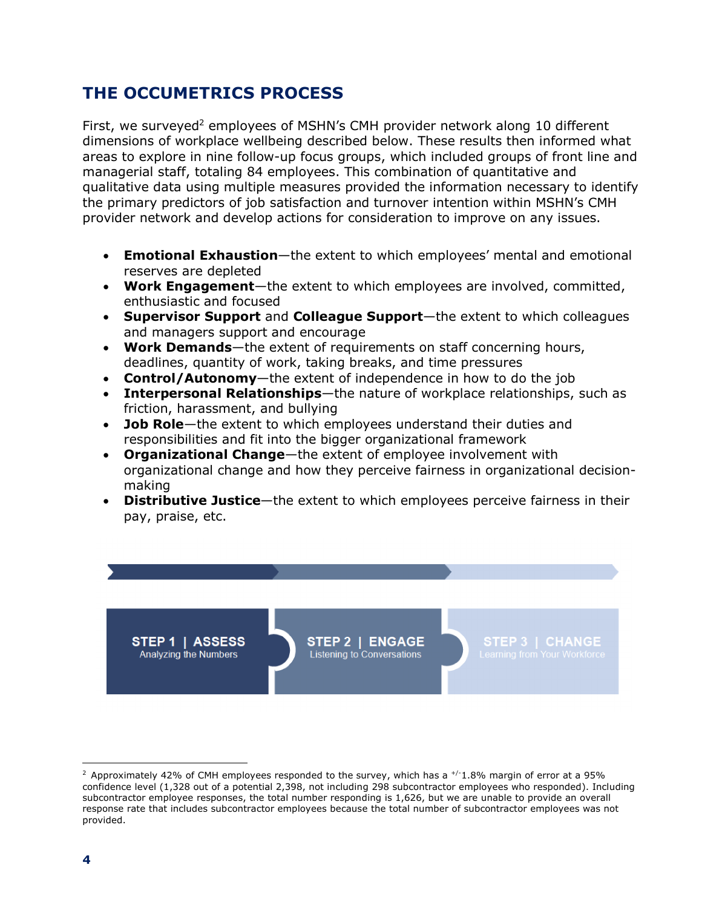## THE OCCUMETRICS PROCESS

First, we surveyed[2] employees of MSHN's CMH provider network along 10 different dimensions of workplace wellbeing described below. These results then informed what areas to explore in nine follow-up focus groups, which included groups of front line and managerial staff, totaling 84 employees. This combination of quantitative and qualitative data using multiple measures provided the information necessary to identify the primary predictors of job satisfaction and turnover intention within MSHN's CMH provider network and develop actions for consideration to improve on any issues.

- **Emotional Exhaustion**—the extent to which employees' mental and emotional reserves are depleted
- **Work Engagement**—the extent to which employees are involved, committed, enthusiastic and focused
- **Supervisor Support** and **Colleague Support**—the extent to which colleagues and managers support and encourage
- **Work Demands**—the extent of requirements on staff concerning hours, deadlines, quantity of work, taking breaks, and time pressures
- **Control/Autonomy**—the extent of independence in how to do the job
- **Interpersonal Relationships**—the nature of workplace relationships, such as friction, harassment, and bullying
- **Job Role**—the extent to which employees understand their duties and responsibilities and fit into the bigger organizational framework
- **Organizational Change**—the extent of employee involvement with organizational change and how they perceive fairness in organizational decision-making
- **Distributive Justice**—the extent to which employees perceive fairness in their pay, praise, etc.

**STEP 1 | ASSESS**
Analyzing the Numbers

**STEP 2 | ENGAGE**
Listening to Conversations

**STEP 3 | CHANGE**
Learning from Your Workforce

---

[2] Approximately 42% of CMH employees responded to the survey, which has a +/-1.8% margin of error at a 95% confidence level (1,328 out of a potential 2,398, not including 298 subcontractor employees who responded). Including subcontractor employee responses, the total number responding is 1,626, but we are unable to provide an overall response rate that includes subcontractor employees because the total number of subcontractor employees was not provided.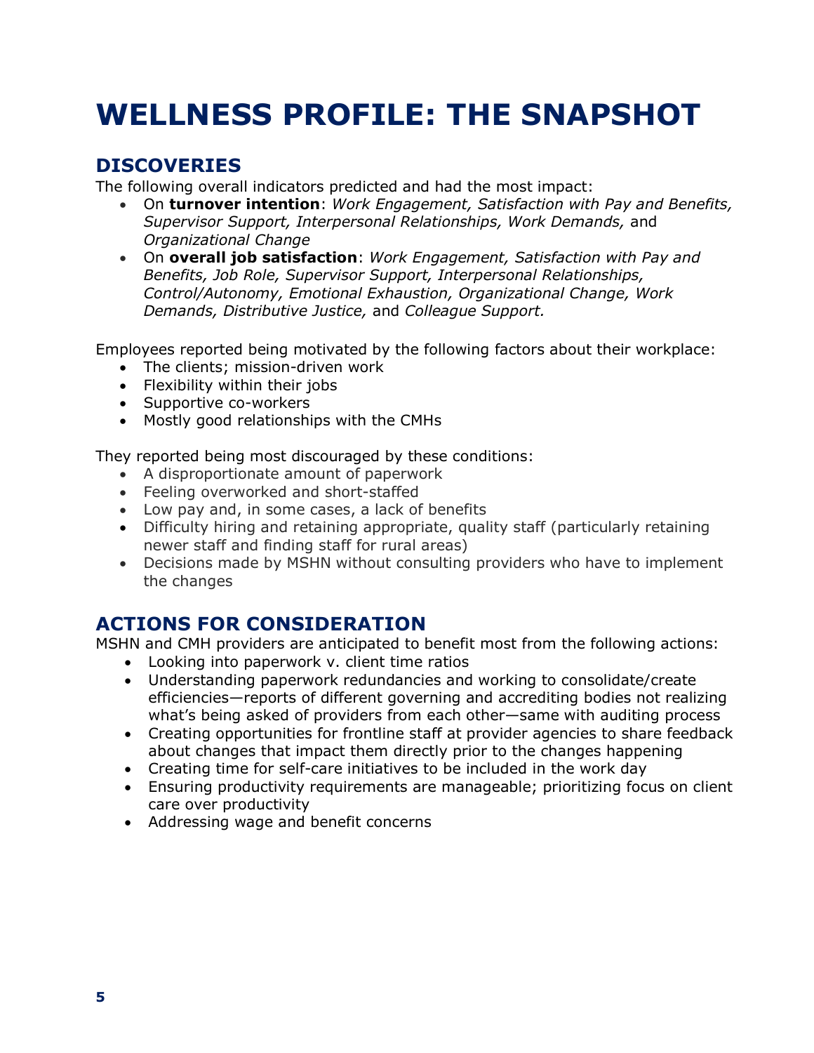# WELLNESS PROFILE: THE SNAPSHOT

## DISCOVERIES

The following overall indicators predicted and had the most impact:

- On **turnover intention**: *Work Engagement, Satisfaction with Pay and Benefits, Supervisor Support, Interpersonal Relationships, Work Demands,* and *Organizational Change*
- On **overall job satisfaction**: *Work Engagement, Satisfaction with Pay and Benefits, Job Role, Supervisor Support, Interpersonal Relationships, Control/Autonomy, Emotional Exhaustion, Organizational Change, Work Demands, Distributive Justice,* and *Colleague Support.*

Employees reported being motivated by the following factors about their workplace:

- The clients; mission-driven work
- Flexibility within their jobs
- Supportive co-workers
- Mostly good relationships with the CMHs

They reported being most discouraged by these conditions:

- A disproportionate amount of paperwork
- Feeling overworked and short-staffed
- Low pay and, in some cases, a lack of benefits
- Difficulty hiring and retaining appropriate, quality staff (particularly retaining newer staff and finding staff for rural areas)
- Decisions made by MSHN without consulting providers who have to implement the changes

## ACTIONS FOR CONSIDERATION

MSHN and CMH providers are anticipated to benefit most from the following actions:

- Looking into paperwork v. client time ratios
- Understanding paperwork redundancies and working to consolidate/create efficiencies—reports of different governing and accrediting bodies not realizing what's being asked of providers from each other—same with auditing process
- Creating opportunities for frontline staff at provider agencies to share feedback about changes that impact them directly prior to the changes happening
- Creating time for self-care initiatives to be included in the work day
- Ensuring productivity requirements are manageable; prioritizing focus on client care over productivity
- Addressing wage and benefit concerns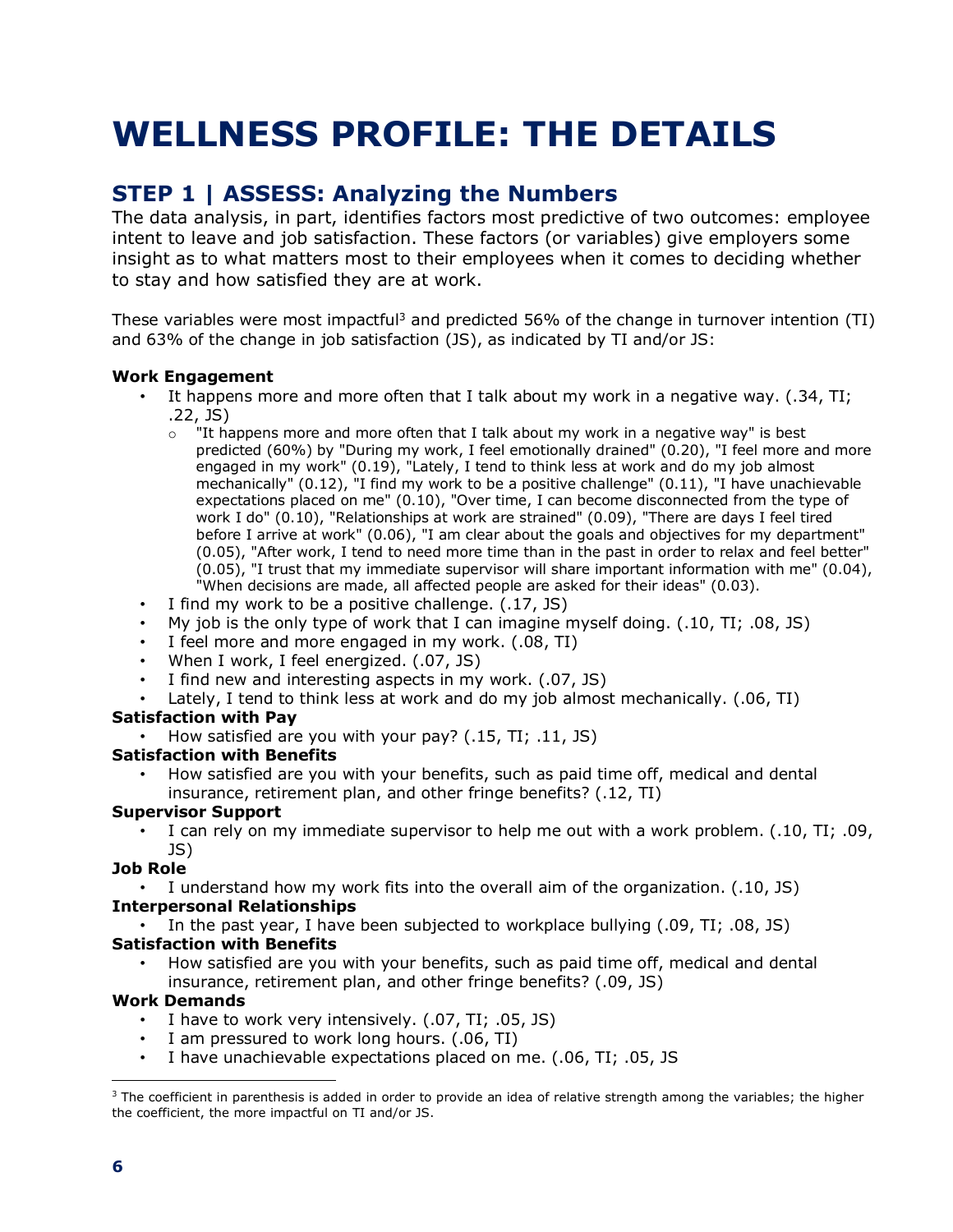# WELLNESS PROFILE: THE DETAILS

## STEP 1 | ASSESS: Analyzing the Numbers

The data analysis, in part, identifies factors most predictive of two outcomes: employee intent to leave and job satisfaction. These factors (or variables) give employers some insight as to what matters most to their employees when it comes to deciding whether to stay and how satisfied they are at work.

These variables were most impactful[3] and predicted 56% of the change in turnover intention (TI) and 63% of the change in job satisfaction (JS), as indicated by TI and/or JS:

**Work Engagement**

- It happens more and more often that I talk about my work in a negative way. (.34, TI; .22, JS)
  - "It happens more and more often that I talk about my work in a negative way" is best predicted (60%) by "During my work, I feel emotionally drained" (0.20), "I feel more and more engaged in my work" (0.19), "Lately, I tend to think less at work and do my job almost mechanically" (0.12), "I find my work to be a positive challenge" (0.11), "I have unachievable expectations placed on me" (0.10), "Over time, I can become disconnected from the type of work I do" (0.10), "Relationships at work are strained" (0.09), "There are days I feel tired before I arrive at work" (0.06), "I am clear about the goals and objectives for my department" (0.05), "After work, I tend to need more time than in the past in order to relax and feel better" (0.05), "I trust that my immediate supervisor will share important information with me" (0.04), "When decisions are made, all affected people are asked for their ideas" (0.03).
- I find my work to be a positive challenge. (.17, JS)
- My job is the only type of work that I can imagine myself doing. (.10, TI; .08, JS)
- I feel more and more engaged in my work. (.08, TI)
- When I work, I feel energized. (.07, JS)
- I find new and interesting aspects in my work. (.07, JS)
- Lately, I tend to think less at work and do my job almost mechanically. (.06, TI)

**Satisfaction with Pay**

- How satisfied are you with your pay? (.15, TI; .11, JS)

**Satisfaction with Benefits**

- How satisfied are you with your benefits, such as paid time off, medical and dental insurance, retirement plan, and other fringe benefits? (.12, TI)

**Supervisor Support**

- I can rely on my immediate supervisor to help me out with a work problem. (.10, TI; .09, JS)

**Job Role**

- I understand how my work fits into the overall aim of the organization. (.10, JS)

**Interpersonal Relationships**

- In the past year, I have been subjected to workplace bullying (.09, TI; .08, JS)

**Satisfaction with Benefits**

- How satisfied are you with your benefits, such as paid time off, medical and dental insurance, retirement plan, and other fringe benefits? (.09, JS)

**Work Demands**

- I have to work very intensively. (.07, TI; .05, JS)
- I am pressured to work long hours. (.06, TI)
- I have unachievable expectations placed on me. (.06, TI; .05, JS

---

[3] The coefficient in parenthesis is added in order to provide an idea of relative strength among the variables; the higher the coefficient, the more impactful on TI and/or JS.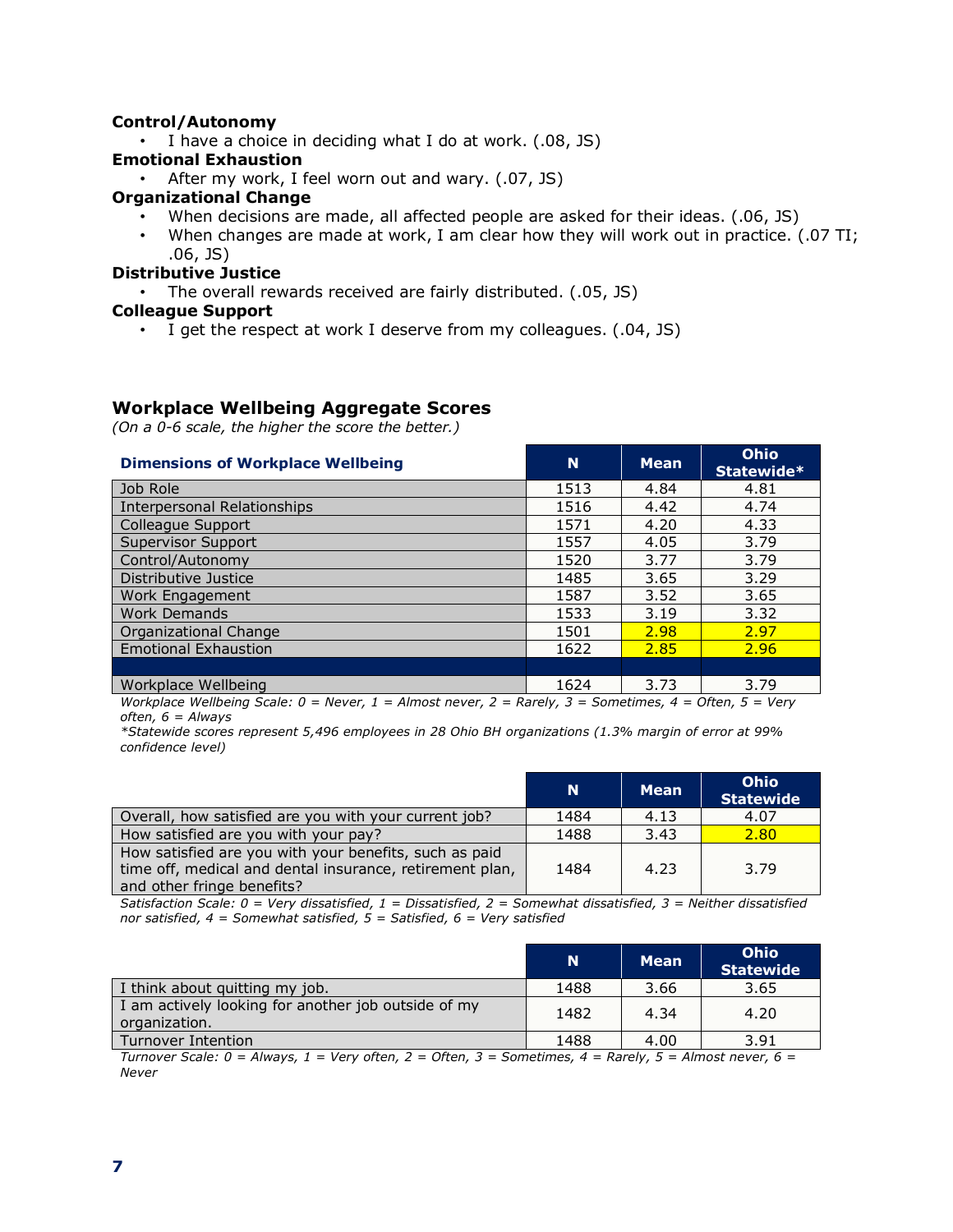**Control/Autonomy**

- I have a choice in deciding what I do at work. (.08, JS)

**Emotional Exhaustion**

- After my work, I feel worn out and wary. (.07, JS)

**Organizational Change**

- When decisions are made, all affected people are asked for their ideas. (.06, JS)
- When changes are made at work, I am clear how they will work out in practice. (.07 TI; .06, JS)

**Distributive Justice**

- The overall rewards received are fairly distributed. (.05, JS)

**Colleague Support**

- I get the respect at work I deserve from my colleagues. (.04, JS)

### Workplace Wellbeing Aggregate Scores

*(On a 0-6 scale, the higher the score the better.)*

| Dimensions of Workplace Wellbeing | N | Mean | Ohio Statewide* |
|---|---|---|---|
| Job Role | 1513 | 4.84 | 4.81 |
| Interpersonal Relationships | 1516 | 4.42 | 4.74 |
| Colleague Support | 1571 | 4.20 | 4.33 |
| Supervisor Support | 1557 | 4.05 | 3.79 |
| Control/Autonomy | 1520 | 3.77 | 3.79 |
| Distributive Justice | 1485 | 3.65 | 3.29 |
| Work Engagement | 1587 | 3.52 | 3.65 |
| Work Demands | 1533 | 3.19 | 3.32 |
| Organizational Change | 1501 | 2.98 | 2.97 |
| Emotional Exhaustion | 1622 | 2.85 | 2.96 |
| | | | |
| Workplace Wellbeing | 1624 | 3.73 | 3.79 |

*Workplace Wellbeing Scale: 0 = Never, 1 = Almost never, 2 = Rarely, 3 = Sometimes, 4 = Often, 5 = Very often, 6 = Always*

*\*Statewide scores represent 5,496 employees in 28 Ohio BH organizations (1.3% margin of error at 99% confidence level)*

| | N | Mean | Ohio Statewide |
|---|---|---|---|
| Overall, how satisfied are you with your current job? | 1484 | 4.13 | 4.07 |
| How satisfied are you with your pay? | 1488 | 3.43 | 2.80 |
| How satisfied are you with your benefits, such as paid time off, medical and dental insurance, retirement plan, and other fringe benefits? | 1484 | 4.23 | 3.79 |

*Satisfaction Scale: 0 = Very dissatisfied, 1 = Dissatisfied, 2 = Somewhat dissatisfied, 3 = Neither dissatisfied nor satisfied, 4 = Somewhat satisfied, 5 = Satisfied, 6 = Very satisfied*

| | N | Mean | Ohio Statewide |
|---|---|---|---|
| I think about quitting my job. | 1488 | 3.66 | 3.65 |
| I am actively looking for another job outside of my organization. | 1482 | 4.34 | 4.20 |
| Turnover Intention | 1488 | 4.00 | 3.91 |

*Turnover Scale: 0 = Always, 1 = Very often, 2 = Often, 3 = Sometimes, 4 = Rarely, 5 = Almost never, 6 = Never*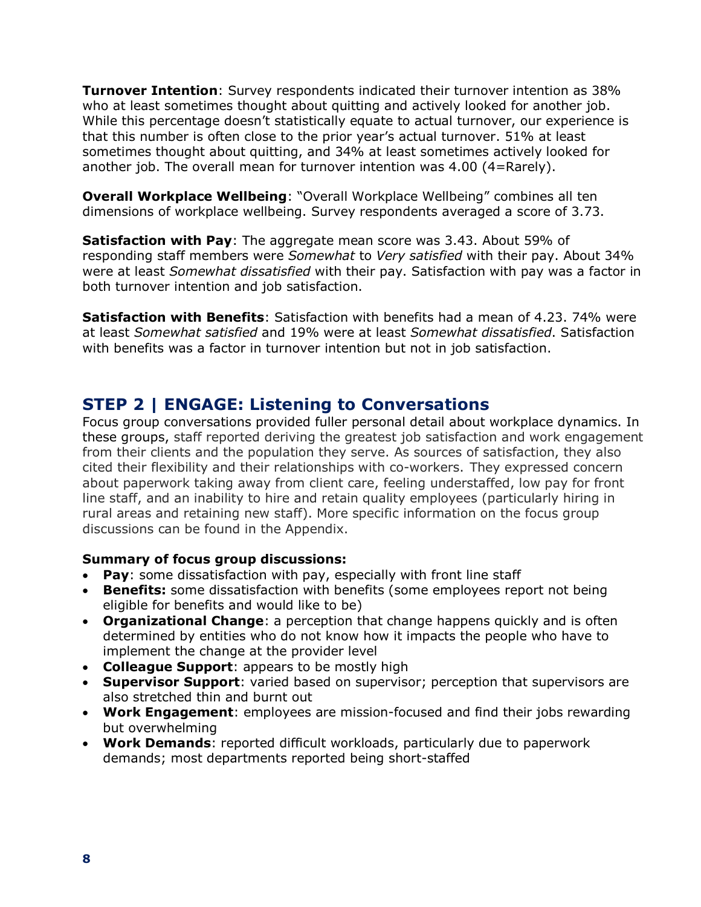**Turnover Intention**: Survey respondents indicated their turnover intention as 38% who at least sometimes thought about quitting and actively looked for another job. While this percentage doesn't statistically equate to actual turnover, our experience is that this number is often close to the prior year's actual turnover. 51% at least sometimes thought about quitting, and 34% at least sometimes actively looked for another job. The overall mean for turnover intention was 4.00 (4=Rarely).

**Overall Workplace Wellbeing**: "Overall Workplace Wellbeing" combines all ten dimensions of workplace wellbeing. Survey respondents averaged a score of 3.73.

**Satisfaction with Pay**: The aggregate mean score was 3.43. About 59% of responding staff members were *Somewhat* to *Very satisfied* with their pay. About 34% were at least *Somewhat dissatisfied* with their pay. Satisfaction with pay was a factor in both turnover intention and job satisfaction.

**Satisfaction with Benefits**: Satisfaction with benefits had a mean of 4.23. 74% were at least *Somewhat satisfied* and 19% were at least *Somewhat dissatisfied*. Satisfaction with benefits was a factor in turnover intention but not in job satisfaction.

## STEP 2 | ENGAGE: Listening to Conversations

Focus group conversations provided fuller personal detail about workplace dynamics. In these groups, staff reported deriving the greatest job satisfaction and work engagement from their clients and the population they serve. As sources of satisfaction, they also cited their flexibility and their relationships with co-workers. They expressed concern about paperwork taking away from client care, feeling understaffed, low pay for front line staff, and an inability to hire and retain quality employees (particularly hiring in rural areas and retaining new staff). More specific information on the focus group discussions can be found in the Appendix.

**Summary of focus group discussions:**

- **Pay**: some dissatisfaction with pay, especially with front line staff
- **Benefits:** some dissatisfaction with benefits (some employees report not being eligible for benefits and would like to be)
- **Organizational Change**: a perception that change happens quickly and is often determined by entities who do not know how it impacts the people who have to implement the change at the provider level
- **Colleague Support**: appears to be mostly high
- **Supervisor Support**: varied based on supervisor; perception that supervisors are also stretched thin and burnt out
- **Work Engagement**: employees are mission-focused and find their jobs rewarding but overwhelming
- **Work Demands**: reported difficult workloads, particularly due to paperwork demands; most departments reported being short-staffed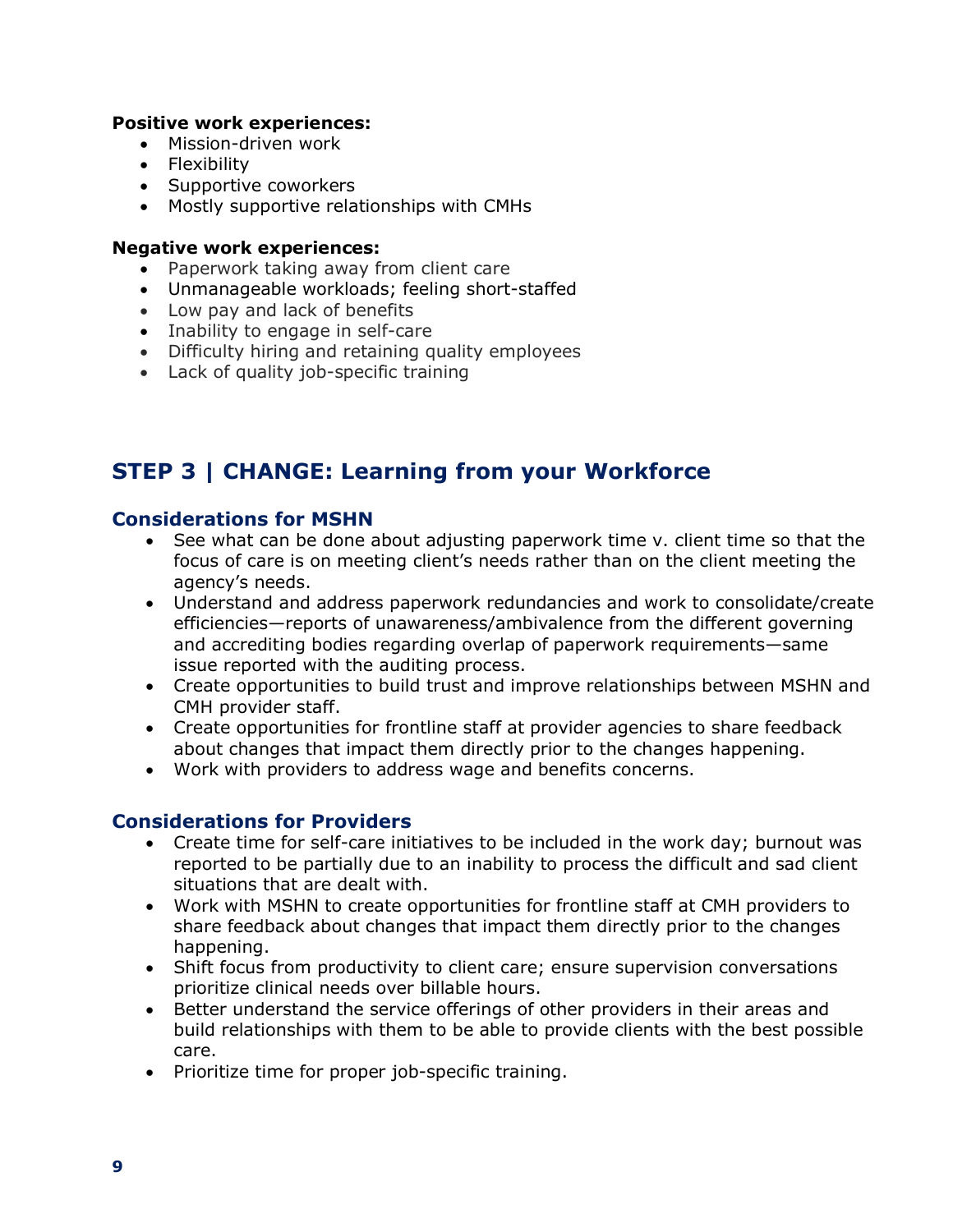**Positive work experiences:**

- Mission-driven work
- Flexibility
- Supportive coworkers
- Mostly supportive relationships with CMHs

**Negative work experiences:**

- Paperwork taking away from client care
- Unmanageable workloads; feeling short-staffed
- Low pay and lack of benefits
- Inability to engage in self-care
- Difficulty hiring and retaining quality employees
- Lack of quality job-specific training

## STEP 3 | CHANGE: Learning from your Workforce

### Considerations for MSHN

- See what can be done about adjusting paperwork time v. client time so that the focus of care is on meeting client's needs rather than on the client meeting the agency's needs.
- Understand and address paperwork redundancies and work to consolidate/create efficiencies—reports of unawareness/ambivalence from the different governing and accrediting bodies regarding overlap of paperwork requirements—same issue reported with the auditing process.
- Create opportunities to build trust and improve relationships between MSHN and CMH provider staff.
- Create opportunities for frontline staff at provider agencies to share feedback about changes that impact them directly prior to the changes happening.
- Work with providers to address wage and benefits concerns.

### Considerations for Providers

- Create time for self-care initiatives to be included in the work day; burnout was reported to be partially due to an inability to process the difficult and sad client situations that are dealt with.
- Work with MSHN to create opportunities for frontline staff at CMH providers to share feedback about changes that impact them directly prior to the changes happening.
- Shift focus from productivity to client care; ensure supervision conversations prioritize clinical needs over billable hours.
- Better understand the service offerings of other providers in their areas and build relationships with them to be able to provide clients with the best possible care.
- Prioritize time for proper job-specific training.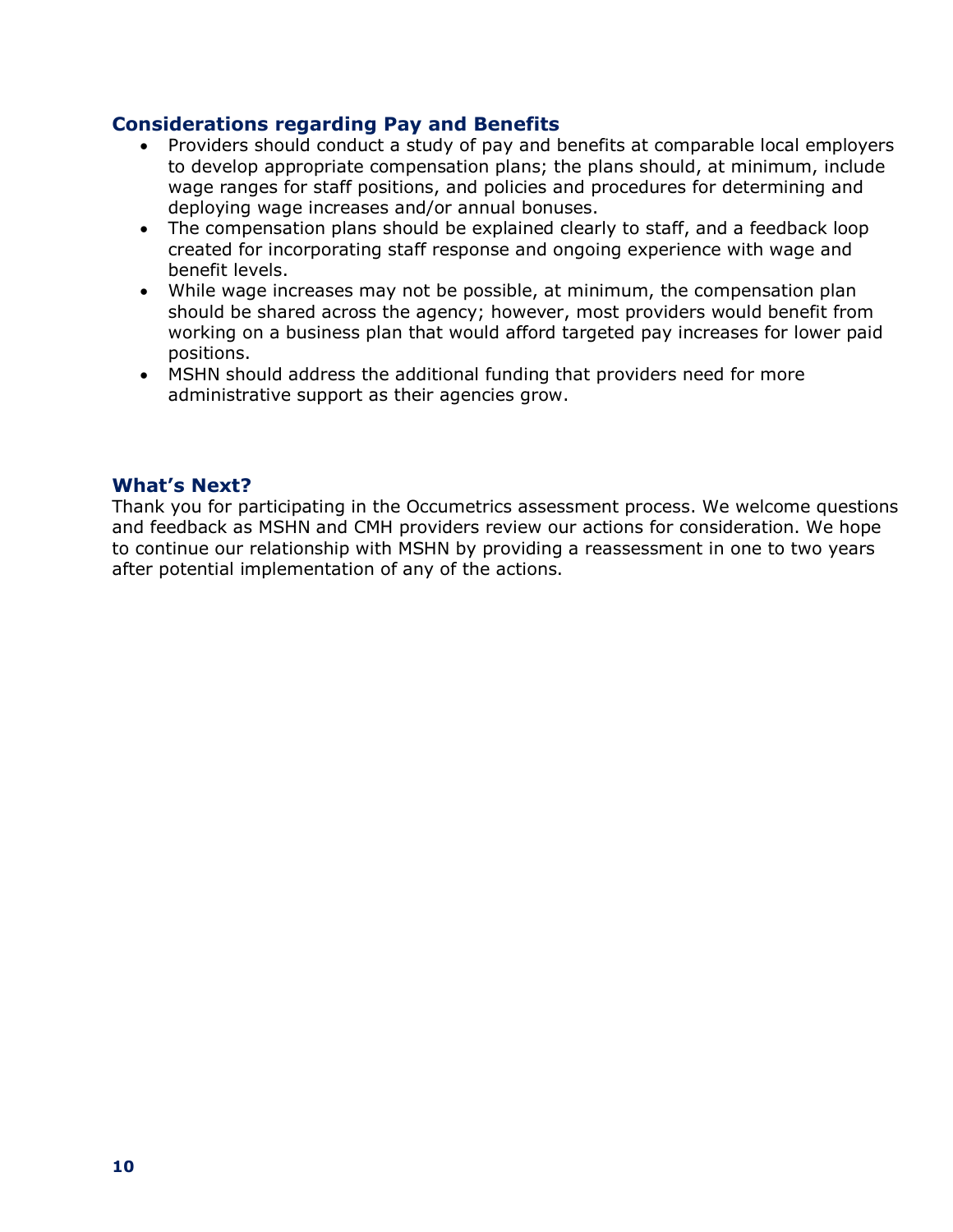### Considerations regarding Pay and Benefits

- Providers should conduct a study of pay and benefits at comparable local employers to develop appropriate compensation plans; the plans should, at minimum, include wage ranges for staff positions, and policies and procedures for determining and deploying wage increases and/or annual bonuses.
- The compensation plans should be explained clearly to staff, and a feedback loop created for incorporating staff response and ongoing experience with wage and benefit levels.
- While wage increases may not be possible, at minimum, the compensation plan should be shared across the agency; however, most providers would benefit from working on a business plan that would afford targeted pay increases for lower paid positions.
- MSHN should address the additional funding that providers need for more administrative support as their agencies grow.

### What's Next?

Thank you for participating in the Occumetrics assessment process. We welcome questions and feedback as MSHN and CMH providers review our actions for consideration. We hope to continue our relationship with MSHN by providing a reassessment in one to two years after potential implementation of any of the actions.